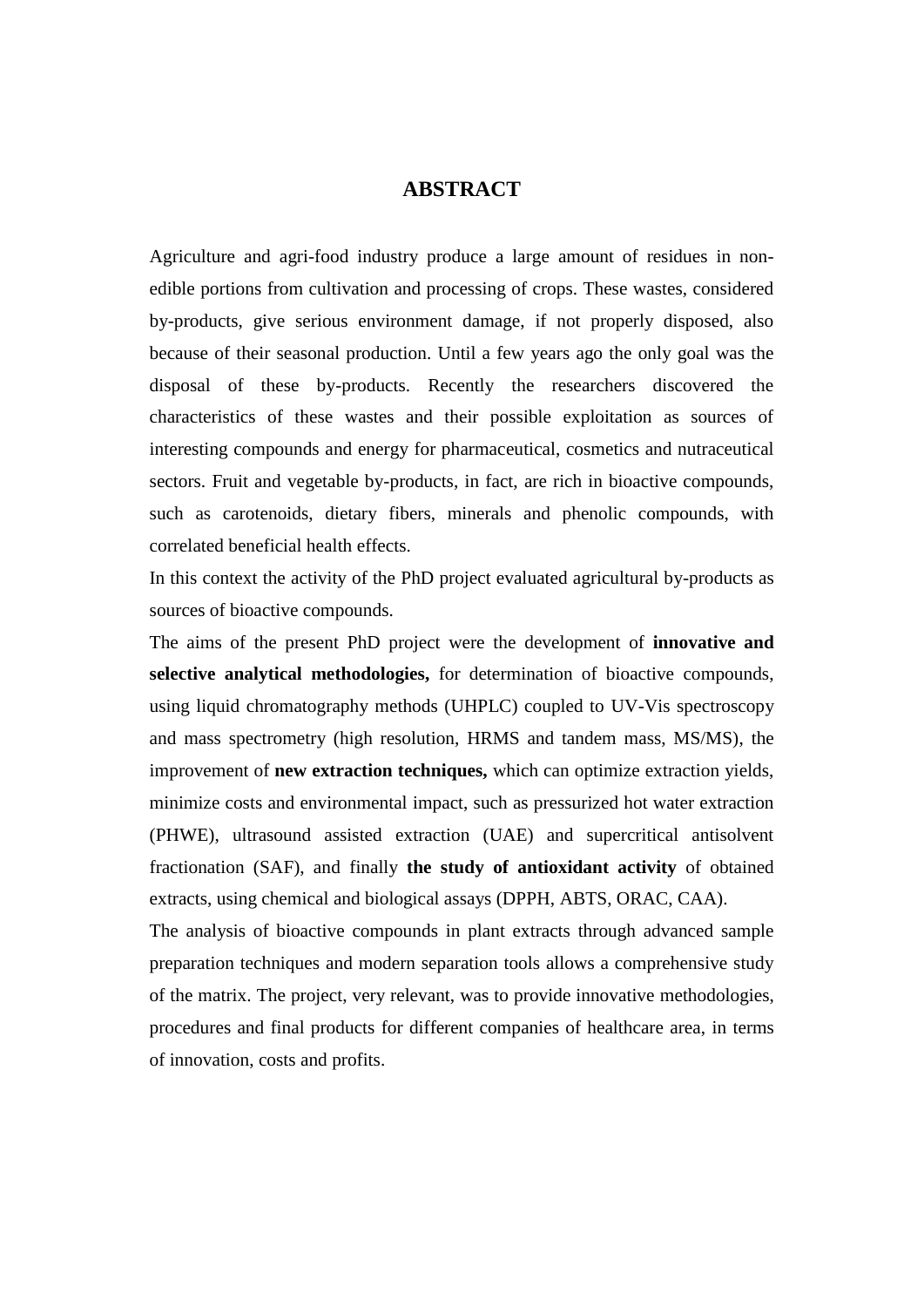# ABSTRACT

Agriculture and agri-food industry produce a large amount of residues in non-edible portions from cultivation and processing of crops. These wastes, considered by-products, give serious environment damage, if not properly disposed, also because of their seasonal production. Until a few years ago the only goal was the disposal of these by-products. Recently the researchers discovered the characteristics of these wastes and their possible exploitation as sources of interesting compounds and energy for pharmaceutical, cosmetics and nutraceutical sectors. Fruit and vegetable by-products, in fact, are rich in bioactive compounds, such as carotenoids, dietary fibers, minerals and phenolic compounds, with correlated beneficial health effects.

In this context the activity of the PhD project evaluated agricultural by-products as sources of bioactive compounds.

The aims of the present PhD project were the development of **innovative and selective analytical methodologies,** for determination of bioactive compounds, using liquid chromatography methods (UHPLC) coupled to UV-Vis spectroscopy and mass spectrometry (high resolution, HRMS and tandem mass, MS/MS), the improvement of **new extraction techniques,** which can optimize extraction yields, minimize costs and environmental impact, such as pressurized hot water extraction (PHWE), ultrasound assisted extraction (UAE) and supercritical antisolvent fractionation (SAF), and finally **the study of antioxidant activity** of obtained extracts, using chemical and biological assays (DPPH, ABTS, ORAC, CAA).

The analysis of bioactive compounds in plant extracts through advanced sample preparation techniques and modern separation tools allows a comprehensive study of the matrix. The project, very relevant, was to provide innovative methodologies, procedures and final products for different companies of healthcare area, in terms of innovation, costs and profits.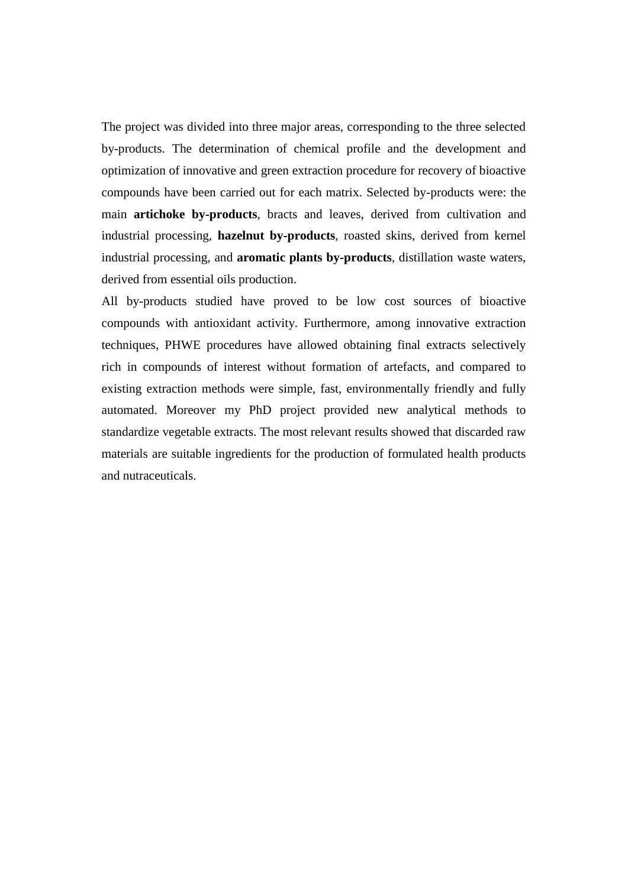The project was divided into three major areas, corresponding to the three selected by-products. The determination of chemical profile and the development and optimization of innovative and green extraction procedure for recovery of bioactive compounds have been carried out for each matrix. Selected by-products were: the main **artichoke by-products**, bracts and leaves, derived from cultivation and industrial processing, **hazelnut by-products**, roasted skins, derived from kernel industrial processing, and **aromatic plants by-products**, distillation waste waters, derived from essential oils production.

All by-products studied have proved to be low cost sources of bioactive compounds with antioxidant activity. Furthermore, among innovative extraction techniques, PHWE procedures have allowed obtaining final extracts selectively rich in compounds of interest without formation of artefacts, and compared to existing extraction methods were simple, fast, environmentally friendly and fully automated. Moreover my PhD project provided new analytical methods to standardize vegetable extracts. The most relevant results showed that discarded raw materials are suitable ingredients for the production of formulated health products and nutraceuticals.